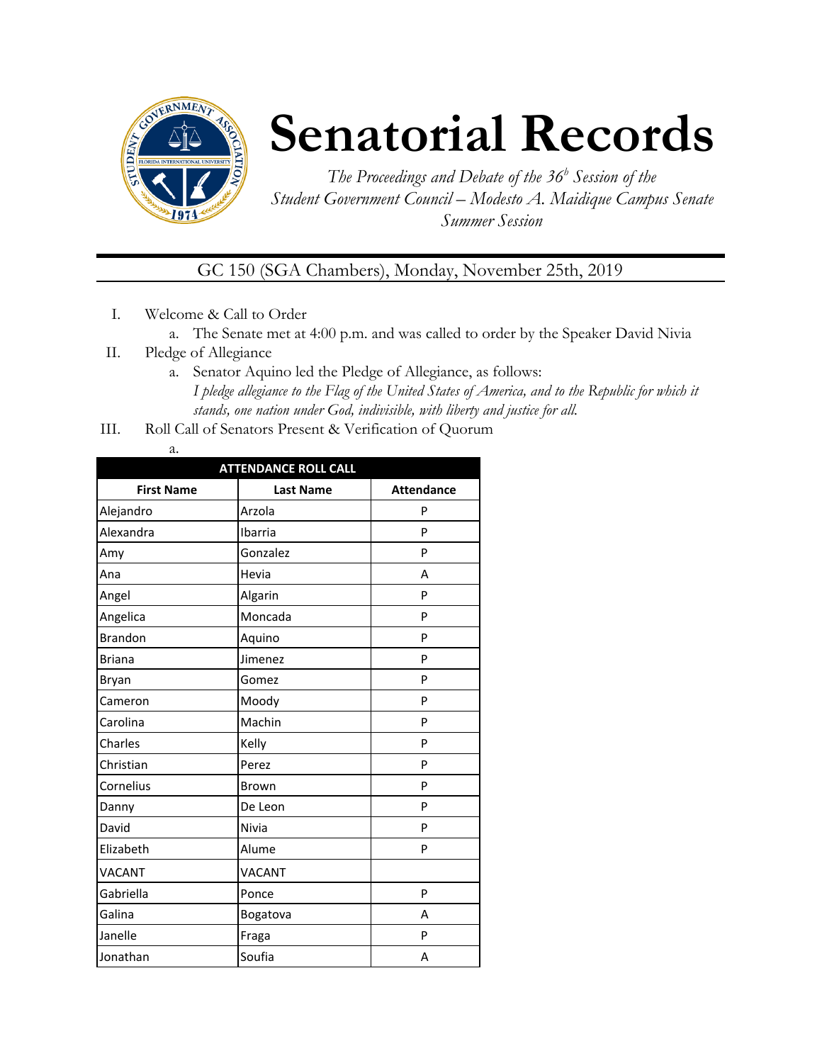# Senatorial Records

*The Proceedings and Debate of the 36<sup>h</sup> Session of the Student Government Council – Modesto A. Maidique Campus Senate Summer Session*

GC 150 (SGA Chambers), Monday, November 25th, 2019

I. Welcome & Call to Order
   a. The Senate met at 4:00 p.m. and was called to order by the Speaker David Nivia

II. Pledge of Allegiance
   a. Senator Aquino led the Pledge of Allegiance, as follows:
   *I pledge allegiance to the Flag of the United States of America, and to the Republic for which it stands, one nation under God, indivisible, with liberty and justice for all.*

III. Roll Call of Senators Present & Verification of Quorum
   a.

| ATTENDANCE ROLL CALL | | |
|---|---|---|
| **First Name** | **Last Name** | **Attendance** |
| Alejandro | Arzola | P |
| Alexandra | Ibarria | P |
| Amy | Gonzalez | P |
| Ana | Hevia | A |
| Angel | Algarin | P |
| Angelica | Moncada | P |
| Brandon | Aquino | P |
| Briana | Jimenez | P |
| Bryan | Gomez | P |
| Cameron | Moody | P |
| Carolina | Machin | P |
| Charles | Kelly | P |
| Christian | Perez | P |
| Cornelius | Brown | P |
| Danny | De Leon | P |
| David | Nivia | P |
| Elizabeth | Alume | P |
| VACANT | VACANT | |
| Gabriella | Ponce | P |
| Galina | Bogatova | A |
| Janelle | Fraga | P |
| Jonathan | Soufia | A |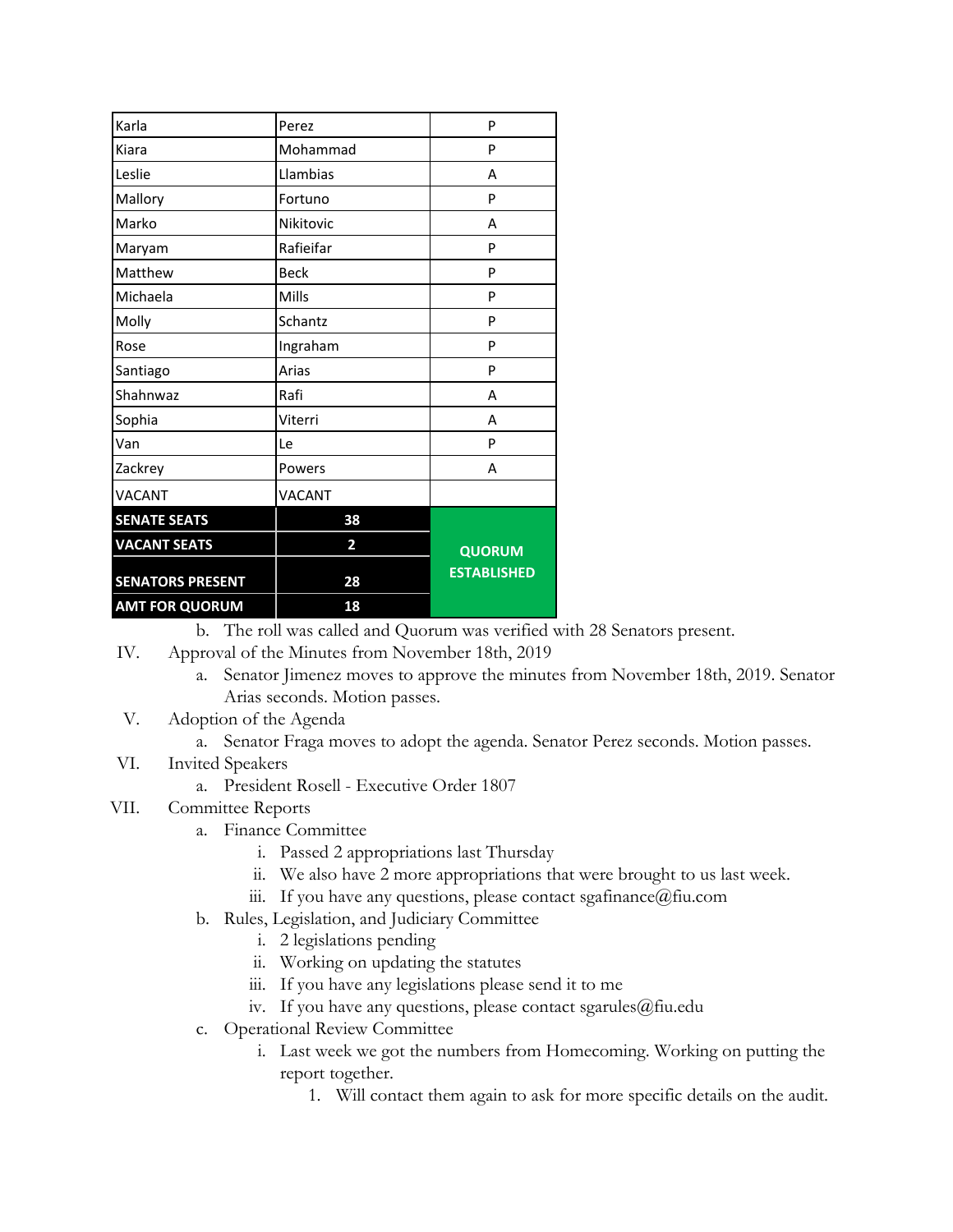| | | |
|---|---|---|
| Karla | Perez | P |
| Kiara | Mohammad | P |
| Leslie | Llambias | A |
| Mallory | Fortuno | P |
| Marko | Nikitovic | A |
| Maryam | Rafieifar | P |
| Matthew | Beck | P |
| Michaela | Mills | P |
| Molly | Schantz | P |
| Rose | Ingraham | P |
| Santiago | Arias | P |
| Shahnwaz | Rafi | A |
| Sophia | Viterri | A |
| Van | Le | P |
| Zackrey | Powers | A |
| VACANT | VACANT | |
| **SENATE SEATS** | **38** | **QUORUM ESTABLISHED** |
| **VACANT SEATS** | **2** | |
| **SENATORS PRESENT** | **28** | |
| **AMT FOR QUORUM** | **18** | |

b. The roll was called and Quorum was verified with 28 Senators present.

IV. Approval of the Minutes from November 18th, 2019
   a. Senator Jimenez moves to approve the minutes from November 18th, 2019. Senator Arias seconds. Motion passes.

V. Adoption of the Agenda
   a. Senator Fraga moves to adopt the agenda. Senator Perez seconds. Motion passes.

VI. Invited Speakers
   a. President Rosell - Executive Order 1807

VII. Committee Reports
   a. Finance Committee
      i. Passed 2 appropriations last Thursday
      ii. We also have 2 more appropriations that were brought to us last week.
      iii. If you have any questions, please contact sgafinance@fiu.com
   b. Rules, Legislation, and Judiciary Committee
      i. 2 legislations pending
      ii. Working on updating the statutes
      iii. If you have any legislations please send it to me
      iv. If you have any questions, please contact sgarules@fiu.edu
   c. Operational Review Committee
      i. Last week we got the numbers from Homecoming. Working on putting the report together.
         1. Will contact them again to ask for more specific details on the audit.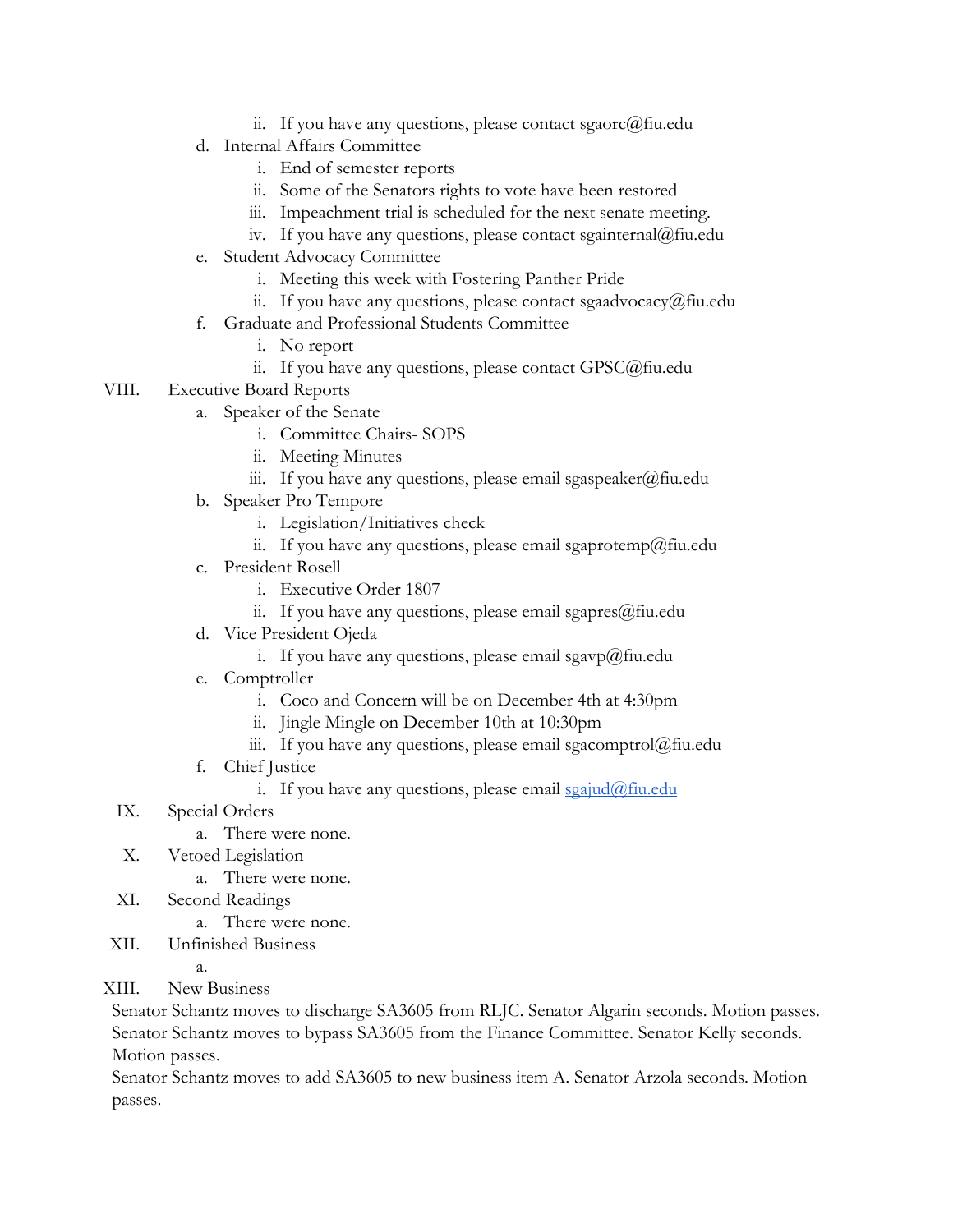- ii. If you have any questions, please contact sgaorc@fiu.edu
- d. Internal Affairs Committee
   - i. End of semester reports
   - ii. Some of the Senators rights to vote have been restored
   - iii. Impeachment trial is scheduled for the next senate meeting.
   - iv. If you have any questions, please contact sgainternal@fiu.edu
- e. Student Advocacy Committee
   - i. Meeting this week with Fostering Panther Pride
   - ii. If you have any questions, please contact sgaadvocacy@fiu.edu
- f. Graduate and Professional Students Committee
   - i. No report
   - ii. If you have any questions, please contact GPSC@fiu.edu

VIII. Executive Board Reports

- a. Speaker of the Senate
   - i. Committee Chairs- SOPS
   - ii. Meeting Minutes
   - iii. If you have any questions, please email sgaspeaker@fiu.edu
- b. Speaker Pro Tempore
   - i. Legislation/Initiatives check
   - ii. If you have any questions, please email sgaprotemp@fiu.edu
- c. President Rosell
   - i. Executive Order 1807
   - ii. If you have any questions, please email sgapres@fiu.edu
- d. Vice President Ojeda
   - i. If you have any questions, please email sgavp@fiu.edu
- e. Comptroller
   - i. Coco and Concern will be on December 4th at 4:30pm
   - ii. Jingle Mingle on December 10th at 10:30pm
   - iii. If you have any questions, please email sgacomptrol@fiu.edu
- f. Chief Justice
   - i. If you have any questions, please email sgajud@fiu.edu

IX. Special Orders

- a. There were none.

X. Vetoed Legislation

- a. There were none.

XI. Second Readings

- a. There were none.

XII. Unfinished Business

- a.

XIII. New Business

Senator Schantz moves to discharge SA3605 from RLJC. Senator Algarin seconds. Motion passes.
Senator Schantz moves to bypass SA3605 from the Finance Committee. Senator Kelly seconds. Motion passes.
Senator Schantz moves to add SA3605 to new business item A. Senator Arzola seconds. Motion passes.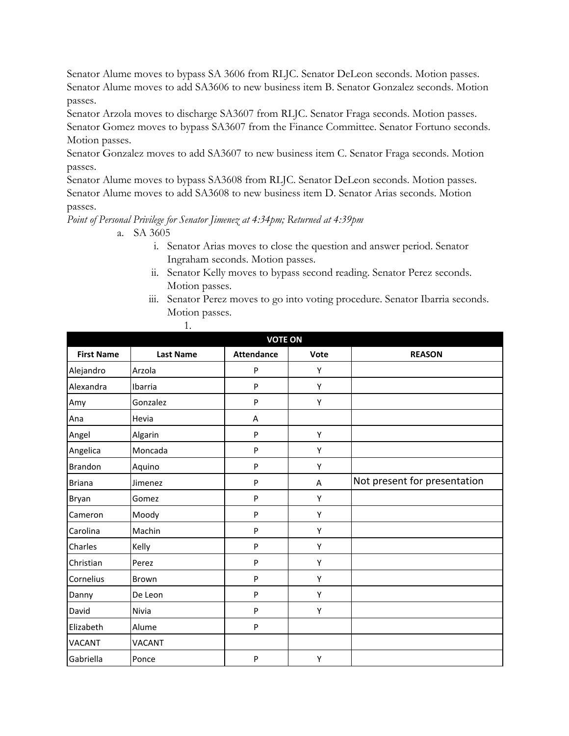Senator Alume moves to bypass SA 3606 from RLJC. Senator DeLeon seconds. Motion passes.
Senator Alume moves to add SA3606 to new business item B. Senator Gonzalez seconds. Motion passes.
Senator Arzola moves to discharge SA3607 from RLJC. Senator Fraga seconds. Motion passes.
Senator Gomez moves to bypass SA3607 from the Finance Committee. Senator Fortuno seconds. Motion passes.
Senator Gonzalez moves to add SA3607 to new business item C. Senator Fraga seconds. Motion passes.
Senator Alume moves to bypass SA3608 from RLJC. Senator DeLeon seconds. Motion passes.
Senator Alume moves to add SA3608 to new business item D. Senator Arias seconds. Motion passes.

*Point of Personal Privilege for Senator Jimenez at 4:34pm; Returned at 4:39pm*

a. SA 3605
   i. Senator Arias moves to close the question and answer period. Senator Ingraham seconds. Motion passes.
   ii. Senator Kelly moves to bypass second reading. Senator Perez seconds. Motion passes.
   iii. Senator Perez moves to go into voting procedure. Senator Ibarria seconds. Motion passes.
      1.

| VOTE ON | | | | |
|---|---|---|---|---|
| **First Name** | **Last Name** | **Attendance** | **Vote** | **REASON** |
| Alejandro | Arzola | P | Y | |
| Alexandra | Ibarria | P | Y | |
| Amy | Gonzalez | P | Y | |
| Ana | Hevia | A | | |
| Angel | Algarin | P | Y | |
| Angelica | Moncada | P | Y | |
| Brandon | Aquino | P | Y | |
| Briana | Jimenez | P | A | Not present for presentation |
| Bryan | Gomez | P | Y | |
| Cameron | Moody | P | Y | |
| Carolina | Machin | P | Y | |
| Charles | Kelly | P | Y | |
| Christian | Perez | P | Y | |
| Cornelius | Brown | P | Y | |
| Danny | De Leon | P | Y | |
| David | Nivia | P | Y | |
| Elizabeth | Alume | P | | |
| VACANT | VACANT | | | |
| Gabriella | Ponce | P | Y | |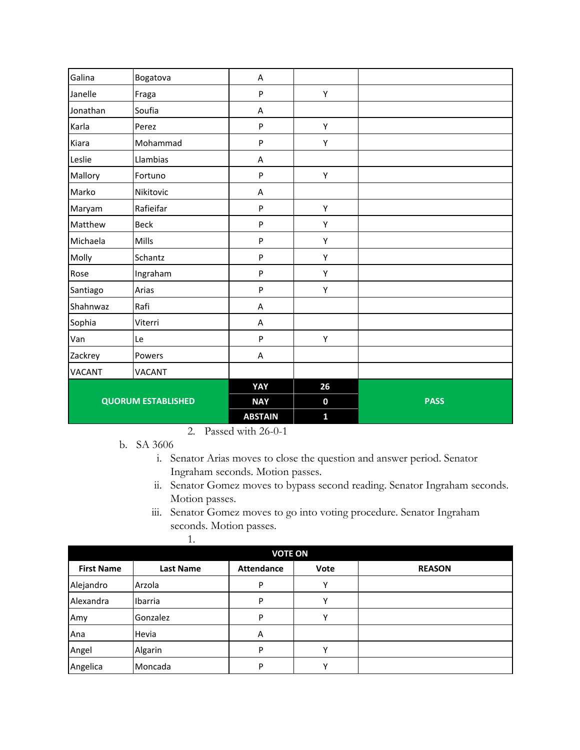| | | | | |
|---|---|---|---|---|
| Galina | Bogatova | A | | |
| Janelle | Fraga | P | Y | |
| Jonathan | Soufia | A | | |
| Karla | Perez | P | Y | |
| Kiara | Mohammad | P | Y | |
| Leslie | Llambias | A | | |
| Mallory | Fortuno | P | Y | |
| Marko | Nikitovic | A | | |
| Maryam | Rafieifar | P | Y | |
| Matthew | Beck | P | Y | |
| Michaela | Mills | P | Y | |
| Molly | Schantz | P | Y | |
| Rose | Ingraham | P | Y | |
| Santiago | Arias | P | Y | |
| Shahnwaz | Rafi | A | | |
| Sophia | Viterri | A | | |
| Van | Le | P | Y | |
| Zackrey | Powers | A | | |
| VACANT | VACANT | | | |
| **QUORUM ESTABLISHED** | | **YAY** | **26** | **PASS** |
| | | **NAY** | **0** | |
| | | **ABSTAIN** | **1** | |

2. Passed with 26-0-1

b. SA 3606
   i. Senator Arias moves to close the question and answer period. Senator Ingraham seconds. Motion passes.
   ii. Senator Gomez moves to bypass second reading. Senator Ingraham seconds. Motion passes.
   iii. Senator Gomez moves to go into voting procedure. Senator Ingraham seconds. Motion passes.
      1.

| **VOTE ON** | | | | |
|---|---|---|---|---|
| **First Name** | **Last Name** | **Attendance** | **Vote** | **REASON** |
| Alejandro | Arzola | P | Y | |
| Alexandra | Ibarria | P | Y | |
| Amy | Gonzalez | P | Y | |
| Ana | Hevia | A | | |
| Angel | Algarin | P | Y | |
| Angelica | Moncada | P | Y | |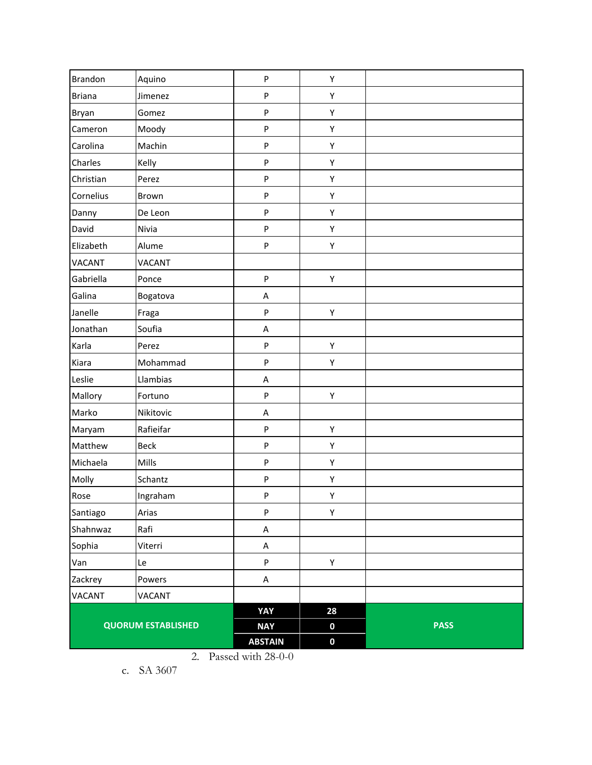| | | | | |
|---|---|---|---|---|
| Brandon | Aquino | P | Y | |
| Briana | Jimenez | P | Y | |
| Bryan | Gomez | P | Y | |
| Cameron | Moody | P | Y | |
| Carolina | Machin | P | Y | |
| Charles | Kelly | P | Y | |
| Christian | Perez | P | Y | |
| Cornelius | Brown | P | Y | |
| Danny | De Leon | P | Y | |
| David | Nivia | P | Y | |
| Elizabeth | Alume | P | Y | |
| VACANT | VACANT | | | |
| Gabriella | Ponce | P | Y | |
| Galina | Bogatova | A | | |
| Janelle | Fraga | P | Y | |
| Jonathan | Soufia | A | | |
| Karla | Perez | P | Y | |
| Kiara | Mohammad | P | Y | |
| Leslie | Llambias | A | | |
| Mallory | Fortuno | P | Y | |
| Marko | Nikitovic | A | | |
| Maryam | Rafieifar | P | Y | |
| Matthew | Beck | P | Y | |
| Michaela | Mills | P | Y | |
| Molly | Schantz | P | Y | |
| Rose | Ingraham | P | Y | |
| Santiago | Arias | P | Y | |
| Shahnwaz | Rafi | A | | |
| Sophia | Viterri | A | | |
| Van | Le | P | Y | |
| Zackrey | Powers | A | | |
| VACANT | VACANT | | | |
| **QUORUM ESTABLISHED** | | **YAY** | **28** | **PASS** |
| | | **NAY** | **0** | |
| | | **ABSTAIN** | **0** | |

2. Passed with 28-0-0

c. SA 3607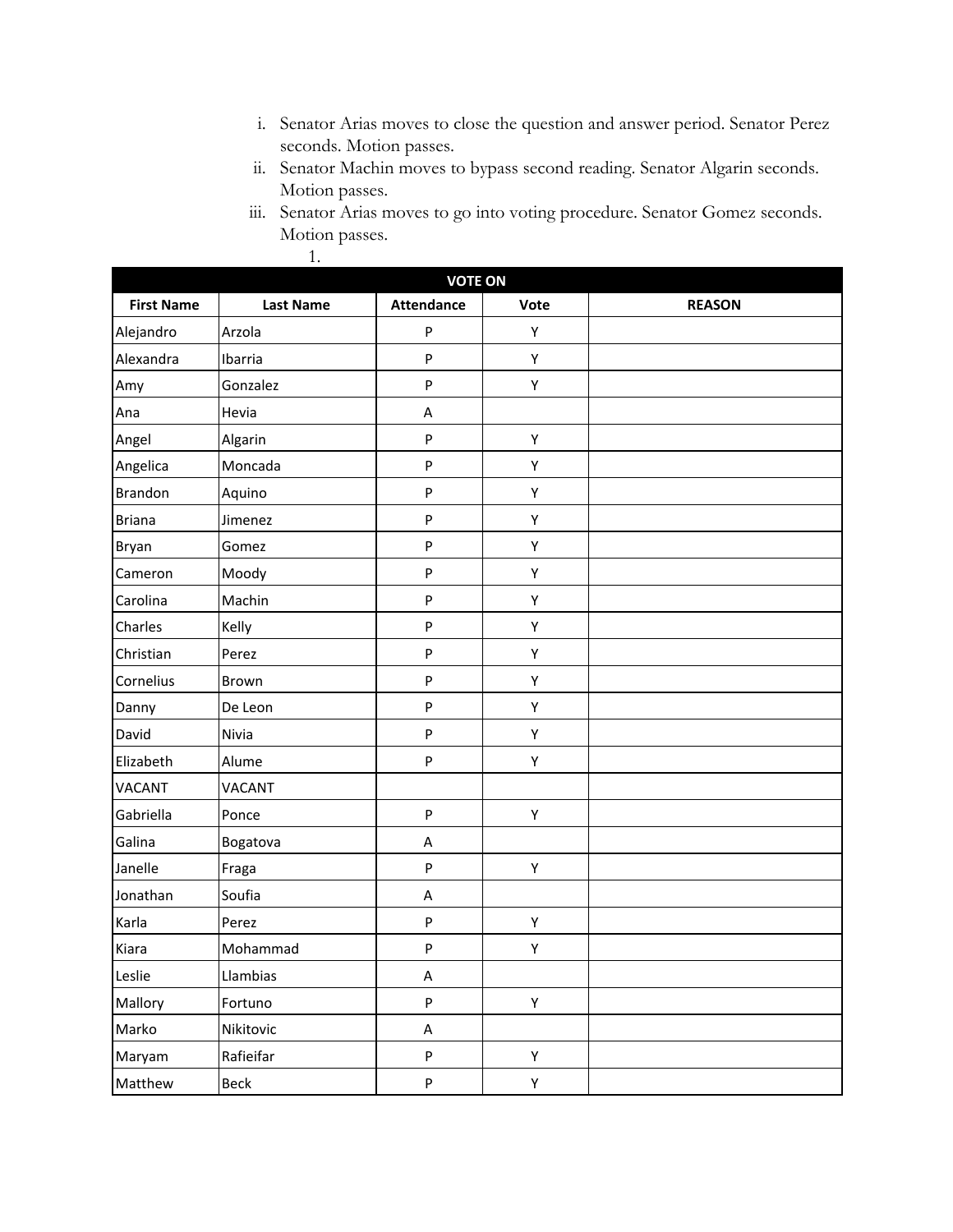i. Senator Arias moves to close the question and answer period. Senator Perez seconds. Motion passes.

ii. Senator Machin moves to bypass second reading. Senator Algarin seconds. Motion passes.

iii. Senator Arias moves to go into voting procedure. Senator Gomez seconds. Motion passes.

1.

| VOTE ON | | | | |
|---|---|---|---|---|
| **First Name** | **Last Name** | **Attendance** | **Vote** | **REASON** |
| Alejandro | Arzola | P | Y | |
| Alexandra | Ibarria | P | Y | |
| Amy | Gonzalez | P | Y | |
| Ana | Hevia | A | | |
| Angel | Algarin | P | Y | |
| Angelica | Moncada | P | Y | |
| Brandon | Aquino | P | Y | |
| Briana | Jimenez | P | Y | |
| Bryan | Gomez | P | Y | |
| Cameron | Moody | P | Y | |
| Carolina | Machin | P | Y | |
| Charles | Kelly | P | Y | |
| Christian | Perez | P | Y | |
| Cornelius | Brown | P | Y | |
| Danny | De Leon | P | Y | |
| David | Nivia | P | Y | |
| Elizabeth | Alume | P | Y | |
| VACANT | VACANT | | | |
| Gabriella | Ponce | P | Y | |
| Galina | Bogatova | A | | |
| Janelle | Fraga | P | Y | |
| Jonathan | Soufia | A | | |
| Karla | Perez | P | Y | |
| Kiara | Mohammad | P | Y | |
| Leslie | Llambias | A | | |
| Mallory | Fortuno | P | Y | |
| Marko | Nikitovic | A | | |
| Maryam | Rafieifar | P | Y | |
| Matthew | Beck | P | Y | |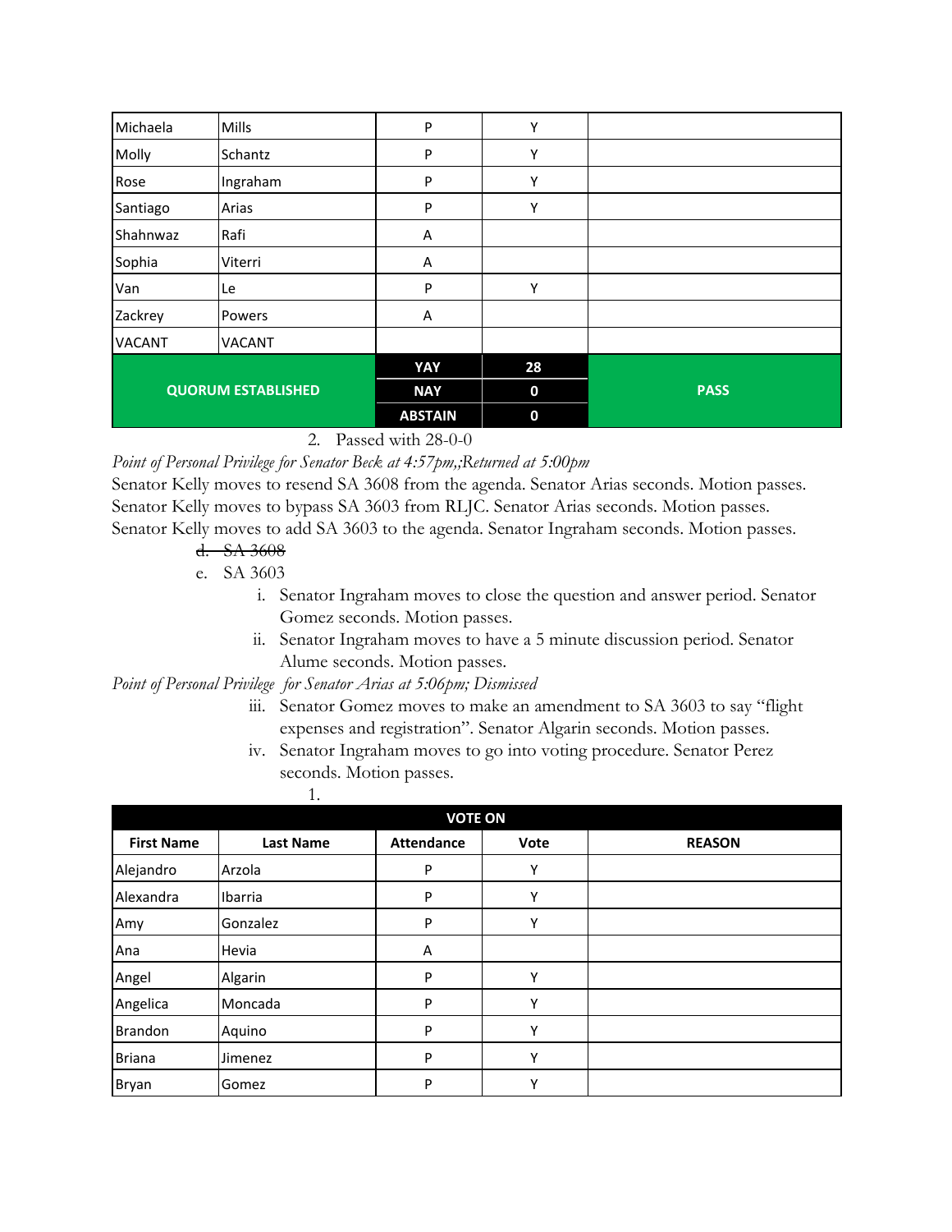| | | | | |
|---|---|---|---|---|
| Michaela | Mills | P | Y | |
| Molly | Schantz | P | Y | |
| Rose | Ingraham | P | Y | |
| Santiago | Arias | P | Y | |
| Shahnwaz | Rafi | A | | |
| Sophia | Viterri | A | | |
| Van | Le | P | Y | |
| Zackrey | Powers | A | | |
| VACANT | VACANT | | | |
| **QUORUM ESTABLISHED** | | **YAY** | **28** | **PASS** |
| | | **NAY** | **0** | |
| | | **ABSTAIN** | **0** | |

2. Passed with 28-0-0

*Point of Personal Privilege for Senator Beck at 4:57pm,;Returned at 5:00pm*

Senator Kelly moves to resend SA 3608 from the agenda. Senator Arias seconds. Motion passes.
Senator Kelly moves to bypass SA 3603 from RLJC. Senator Arias seconds. Motion passes.
Senator Kelly moves to add SA 3603 to the agenda. Senator Ingraham seconds. Motion passes.

d. ~~SA 3608~~

e. SA 3603

i. Senator Ingraham moves to close the question and answer period. Senator Gomez seconds. Motion passes.

ii. Senator Ingraham moves to have a 5 minute discussion period. Senator Alume seconds. Motion passes.

*Point of Personal Privilege for Senator Arias at 5:06pm; Dismissed*

iii. Senator Gomez moves to make an amendment to SA 3603 to say "flight expenses and registration". Senator Algarin seconds. Motion passes.

iv. Senator Ingraham moves to go into voting procedure. Senator Perez seconds. Motion passes.

1.

| **VOTE ON** | | | | |
|---|---|---|---|---|
| **First Name** | **Last Name** | **Attendance** | **Vote** | **REASON** |
| Alejandro | Arzola | P | Y | |
| Alexandra | Ibarria | P | Y | |
| Amy | Gonzalez | P | Y | |
| Ana | Hevia | A | | |
| Angel | Algarin | P | Y | |
| Angelica | Moncada | P | Y | |
| Brandon | Aquino | P | Y | |
| Briana | Jimenez | P | Y | |
| Bryan | Gomez | P | Y | |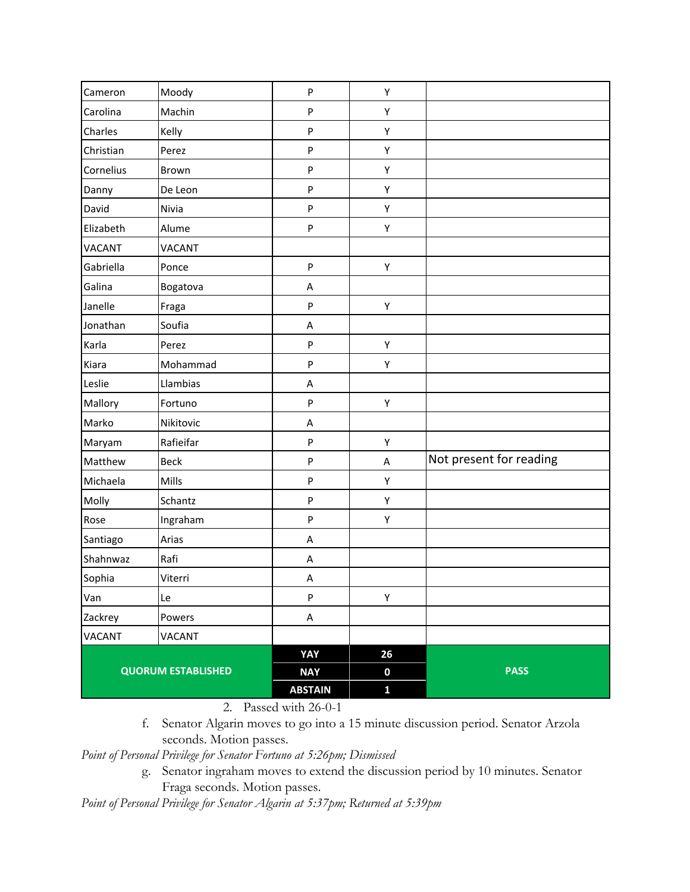| Cameron | Moody | P | Y | |
|---|---|---|---|---|
| Carolina | Machin | P | Y | |
| Charles | Kelly | P | Y | |
| Christian | Perez | P | Y | |
| Cornelius | Brown | P | Y | |
| Danny | De Leon | P | Y | |
| David | Nivia | P | Y | |
| Elizabeth | Alume | P | Y | |
| VACANT | VACANT | | | |
| Gabriella | Ponce | P | Y | |
| Galina | Bogatova | A | | |
| Janelle | Fraga | P | Y | |
| Jonathan | Soufia | A | | |
| Karla | Perez | P | Y | |
| Kiara | Mohammad | P | Y | |
| Leslie | Llambias | A | | |
| Mallory | Fortuno | P | Y | |
| Marko | Nikitovic | A | | |
| Maryam | Rafieifar | P | Y | |
| Matthew | Beck | P | A | Not present for reading |
| Michaela | Mills | P | Y | |
| Molly | Schantz | P | Y | |
| Rose | Ingraham | P | Y | |
| Santiago | Arias | A | | |
| Shahnwaz | Rafi | A | | |
| Sophia | Viterri | A | | |
| Van | Le | P | Y | |
| Zackrey | Powers | A | | |
| VACANT | VACANT | | | |
| **QUORUM ESTABLISHED** | | **YAY** | **26** | **PASS** |
| | | **NAY** | **0** | |
| | | **ABSTAIN** | **1** | |

2. Passed with 26-0-1

f. Senator Algarin moves to go into a 15 minute discussion period. Senator Arzola seconds. Motion passes.

*Point of Personal Privilege for Senator Fortuno at 5:26pm; Dismissed*

g. Senator ingraham moves to extend the discussion period by 10 minutes. Senator Fraga seconds. Motion passes.

*Point of Personal Privilege for Senator Algarin at 5:37pm; Returned at 5:39pm*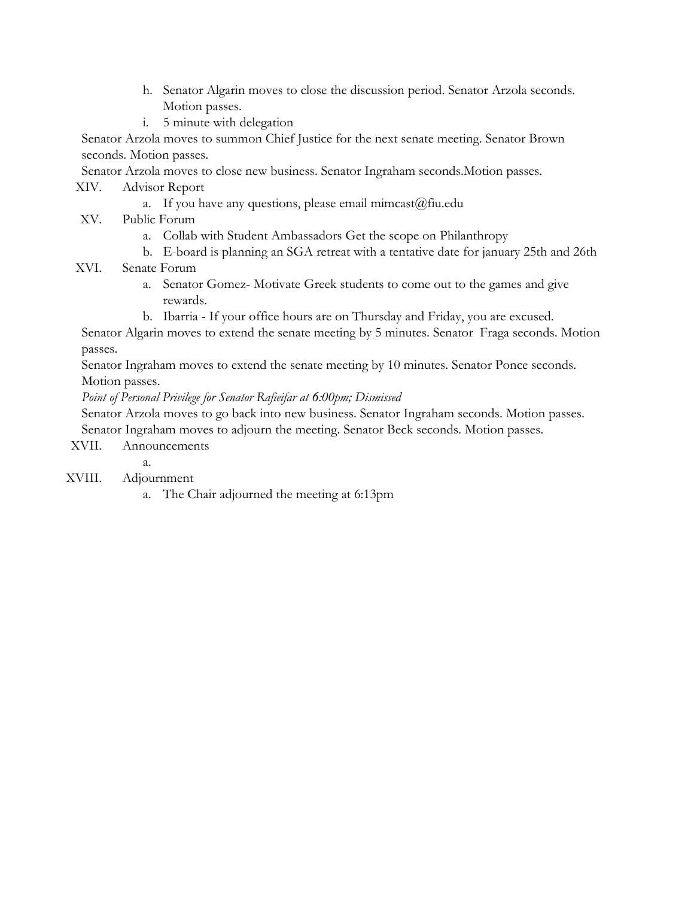h. Senator Algarin moves to close the discussion period. Senator Arzola seconds. Motion passes.

i. 5 minute with delegation

Senator Arzola moves to summon Chief Justice for the next senate meeting. Senator Brown seconds. Motion passes.

Senator Arzola moves to close new business. Senator Ingraham seconds.Motion passes.

XIV. Advisor Report

a. If you have any questions, please email mimcast@fiu.edu

XV. Public Forum

a. Collab with Student Ambassadors Get the scope on Philanthropy

b. E-board is planning an SGA retreat with a tentative date for january 25th and 26th

XVI. Senate Forum

a. Senator Gomez- Motivate Greek students to come out to the games and give rewards.

b. Ibarria - If your office hours are on Thursday and Friday, you are excused.

Senator Algarin moves to extend the senate meeting by 5 minutes. Senator Fraga seconds. Motion passes.

Senator Ingraham moves to extend the senate meeting by 10 minutes. Senator Ponce seconds. Motion passes.

*Point of Personal Privilege for Senator Rafieifar at 6:00pm; Dismissed*

Senator Arzola moves to go back into new business. Senator Ingraham seconds. Motion passes.

Senator Ingraham moves to adjourn the meeting. Senator Beck seconds. Motion passes.

XVII. Announcements

a.

XVIII. Adjournment

a. The Chair adjourned the meeting at 6:13pm